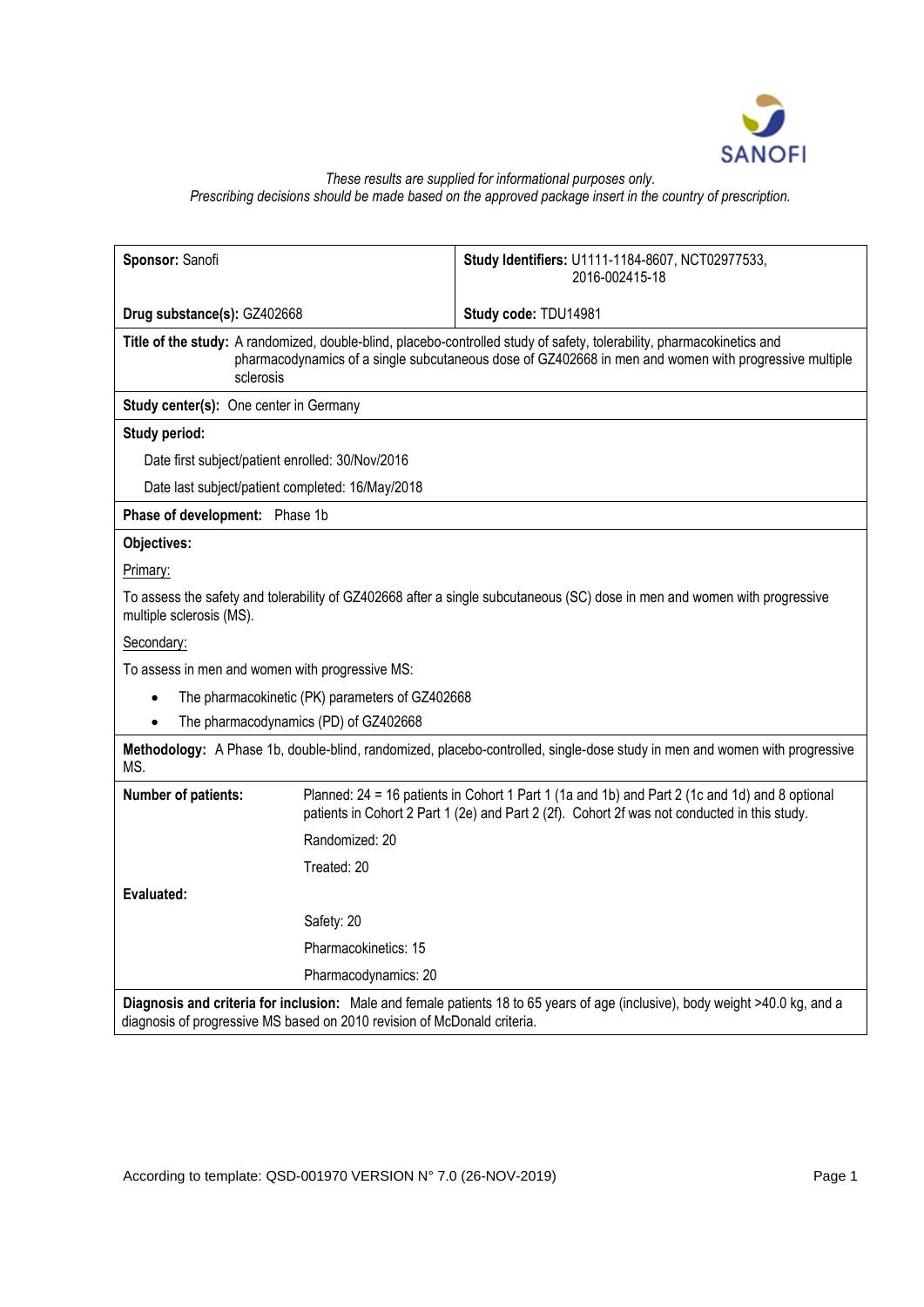*These results are supplied for informational purposes only.*
*Prescribing decisions should be made based on the approved package insert in the country of prescription.*

| **Sponsor:** Sanofi | **Study Identifiers:** U1111-1184-8607, NCT02977533, 2016-002415-18 |
|---|---|
| **Drug substance(s):** GZ402668 | **Study code:** TDU14981 |

**Title of the study:** A randomized, double-blind, placebo-controlled study of safety, tolerability, pharmacokinetics and pharmacodynamics of a single subcutaneous dose of GZ402668 in men and women with progressive multiple sclerosis

**Study center(s):** One center in Germany

**Study period:**

Date first subject/patient enrolled: 30/Nov/2016

Date last subject/patient completed: 16/May/2018

**Phase of development:** Phase 1b

**Objectives:**

Primary:

To assess the safety and tolerability of GZ402668 after a single subcutaneous (SC) dose in men and women with progressive multiple sclerosis (MS).

Secondary:

To assess in men and women with progressive MS:

- The pharmacokinetic (PK) parameters of GZ402668
- The pharmacodynamics (PD) of GZ402668

**Methodology:** A Phase 1b, double-blind, randomized, placebo-controlled, single-dose study in men and women with progressive MS.

| **Number of patients:** | Planned: 24 = 16 patients in Cohort 1 Part 1 (1a and 1b) and Part 2 (1c and 1d) and 8 optional patients in Cohort 2 Part 1 (2e) and Part 2 (2f). Cohort 2f was not conducted in this study. |
|---|---|
| | Randomized: 20 |
| | Treated: 20 |
| **Evaluated:** | |
| | Safety: 20 |
| | Pharmacokinetics: 15 |
| | Pharmacodynamics: 20 |

**Diagnosis and criteria for inclusion:** Male and female patients 18 to 65 years of age (inclusive), body weight >40.0 kg, and a diagnosis of progressive MS based on 2010 revision of McDonald criteria.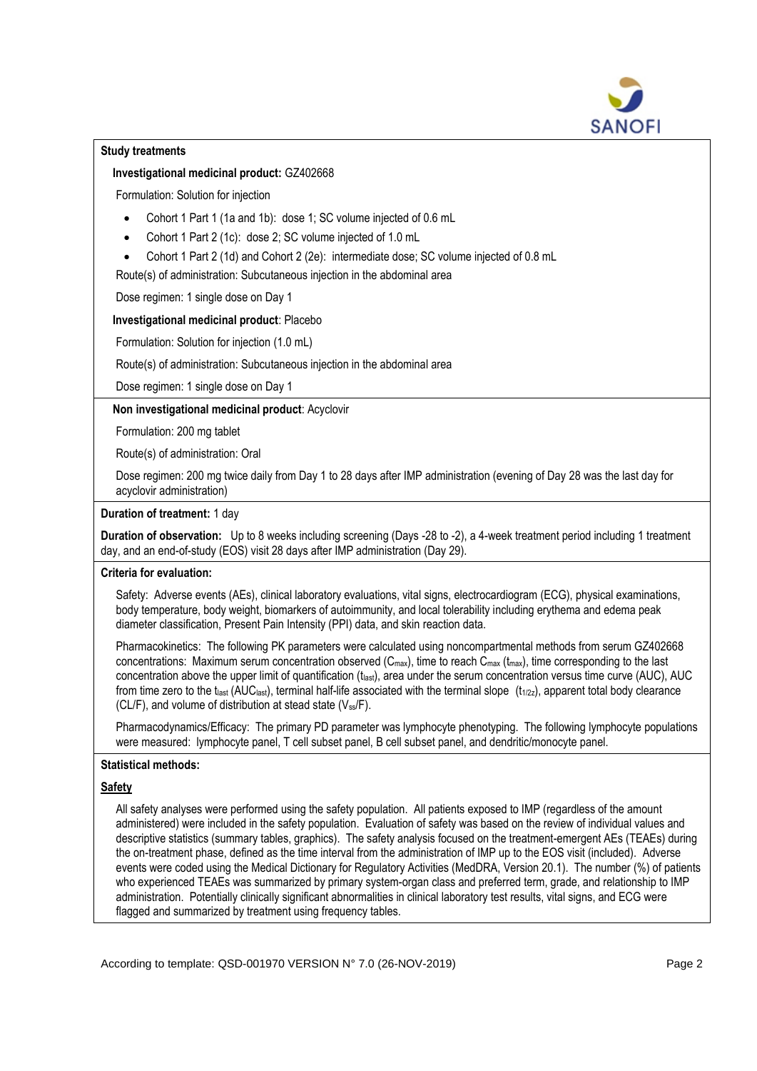**Study treatments**

**Investigational medicinal product:** GZ402668

Formulation: Solution for injection

- Cohort 1 Part 1 (1a and 1b): dose 1; SC volume injected of 0.6 mL
- Cohort 1 Part 2 (1c): dose 2; SC volume injected of 1.0 mL
- Cohort 1 Part 2 (1d) and Cohort 2 (2e): intermediate dose; SC volume injected of 0.8 mL

Route(s) of administration: Subcutaneous injection in the abdominal area

Dose regimen: 1 single dose on Day 1

**Investigational medicinal product**: Placebo

Formulation: Solution for injection (1.0 mL)

Route(s) of administration: Subcutaneous injection in the abdominal area

Dose regimen: 1 single dose on Day 1

**Non investigational medicinal product**: Acyclovir

Formulation: 200 mg tablet

Route(s) of administration: Oral

Dose regimen: 200 mg twice daily from Day 1 to 28 days after IMP administration (evening of Day 28 was the last day for acyclovir administration)

**Duration of treatment:** 1 day

**Duration of observation:** Up to 8 weeks including screening (Days -28 to -2), a 4-week treatment period including 1 treatment day, and an end-of-study (EOS) visit 28 days after IMP administration (Day 29).

**Criteria for evaluation:**

Safety: Adverse events (AEs), clinical laboratory evaluations, vital signs, electrocardiogram (ECG), physical examinations, body temperature, body weight, biomarkers of autoimmunity, and local tolerability including erythema and edema peak diameter classification, Present Pain Intensity (PPI) data, and skin reaction data.

Pharmacokinetics: The following PK parameters were calculated using noncompartmental methods from serum GZ402668 concentrations: Maximum serum concentration observed ($C_{max}$), time to reach $C_{max}$ ($t_{max}$), time corresponding to the last concentration above the upper limit of quantification ($t_{last}$), area under the serum concentration versus time curve (AUC), AUC from time zero to the $t_{last}$ ($AUC_{last}$), terminal half-life associated with the terminal slope ($t_{1/2z}$), apparent total body clearance (CL/F), and volume of distribution at stead state ($V_{ss}/F$).

Pharmacodynamics/Efficacy: The primary PD parameter was lymphocyte phenotyping. The following lymphocyte populations were measured: lymphocyte panel, T cell subset panel, B cell subset panel, and dendritic/monocyte panel.

**Statistical methods:**

**Safety**

All safety analyses were performed using the safety population. All patients exposed to IMP (regardless of the amount administered) were included in the safety population. Evaluation of safety was based on the review of individual values and descriptive statistics (summary tables, graphics). The safety analysis focused on the treatment-emergent AEs (TEAEs) during the on-treatment phase, defined as the time interval from the administration of IMP up to the EOS visit (included). Adverse events were coded using the Medical Dictionary for Regulatory Activities (MedDRA, Version 20.1). The number (%) of patients who experienced TEAEs was summarized by primary system-organ class and preferred term, grade, and relationship to IMP administration. Potentially clinically significant abnormalities in clinical laboratory test results, vital signs, and ECG were flagged and summarized by treatment using frequency tables.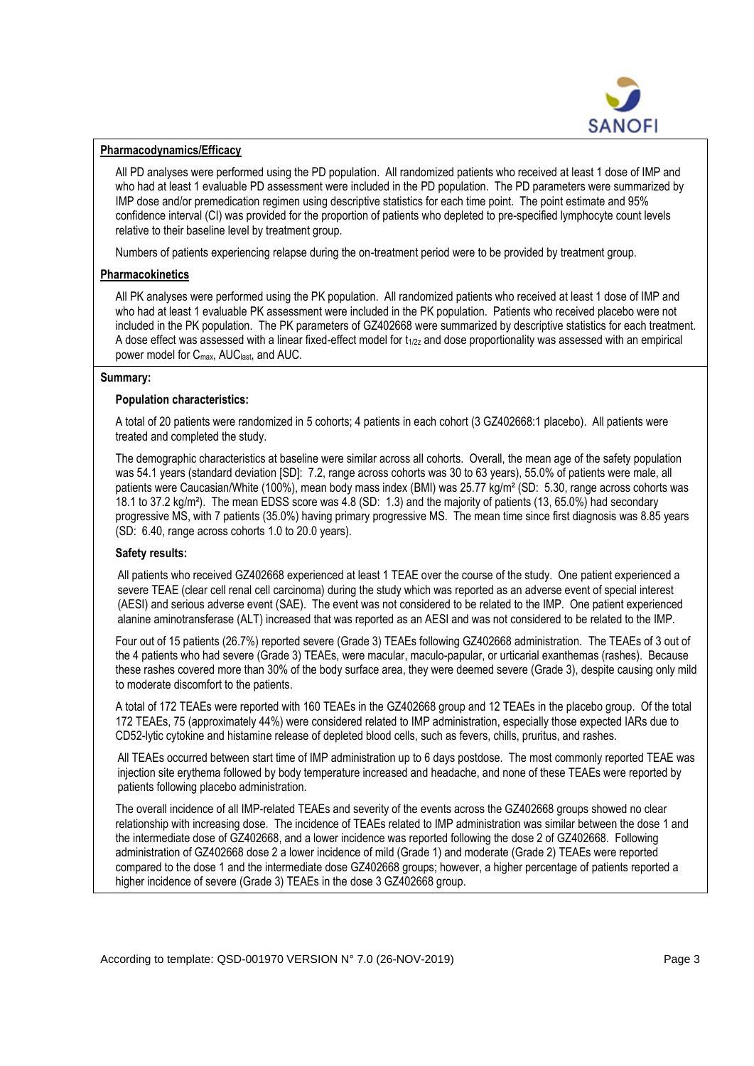**Pharmacodynamics/Efficacy**

All PD analyses were performed using the PD population. All randomized patients who received at least 1 dose of IMP and who had at least 1 evaluable PD assessment were included in the PD population. The PD parameters were summarized by IMP dose and/or premedication regimen using descriptive statistics for each time point. The point estimate and 95% confidence interval (CI) was provided for the proportion of patients who depleted to pre-specified lymphocyte count levels relative to their baseline level by treatment group.

Numbers of patients experiencing relapse during the on-treatment period were to be provided by treatment group.

**Pharmacokinetics**

All PK analyses were performed using the PK population. All randomized patients who received at least 1 dose of IMP and who had at least 1 evaluable PK assessment were included in the PK population. Patients who received placebo were not included in the PK population. The PK parameters of GZ402668 were summarized by descriptive statistics for each treatment. A dose effect was assessed with a linear fixed-effect model for $t_{1/2z}$ and dose proportionality was assessed with an empirical power model for $C_{max}$, $AUC_{last}$, and AUC.

**Summary:**

**Population characteristics:**

A total of 20 patients were randomized in 5 cohorts; 4 patients in each cohort (3 GZ402668:1 placebo). All patients were treated and completed the study.

The demographic characteristics at baseline were similar across all cohorts. Overall, the mean age of the safety population was 54.1 years (standard deviation [SD]: 7.2, range across cohorts was 30 to 63 years), 55.0% of patients were male, all patients were Caucasian/White (100%), mean body mass index (BMI) was 25.77 kg/m² (SD: 5.30, range across cohorts was 18.1 to 37.2 kg/m²). The mean EDSS score was 4.8 (SD: 1.3) and the majority of patients (13, 65.0%) had secondary progressive MS, with 7 patients (35.0%) having primary progressive MS. The mean time since first diagnosis was 8.85 years (SD: 6.40, range across cohorts 1.0 to 20.0 years).

**Safety results:**

All patients who received GZ402668 experienced at least 1 TEAE over the course of the study. One patient experienced a severe TEAE (clear cell renal cell carcinoma) during the study which was reported as an adverse event of special interest (AESI) and serious adverse event (SAE). The event was not considered to be related to the IMP. One patient experienced alanine aminotransferase (ALT) increased that was reported as an AESI and was not considered to be related to the IMP.

Four out of 15 patients (26.7%) reported severe (Grade 3) TEAEs following GZ402668 administration. The TEAEs of 3 out of the 4 patients who had severe (Grade 3) TEAEs, were macular, maculo-papular, or urticarial exanthemas (rashes). Because these rashes covered more than 30% of the body surface area, they were deemed severe (Grade 3), despite causing only mild to moderate discomfort to the patients.

A total of 172 TEAEs were reported with 160 TEAEs in the GZ402668 group and 12 TEAEs in the placebo group. Of the total 172 TEAEs, 75 (approximately 44%) were considered related to IMP administration, especially those expected IARs due to CD52-lytic cytokine and histamine release of depleted blood cells, such as fevers, chills, pruritus, and rashes.

All TEAEs occurred between start time of IMP administration up to 6 days postdose. The most commonly reported TEAE was injection site erythema followed by body temperature increased and headache, and none of these TEAEs were reported by patients following placebo administration.

The overall incidence of all IMP-related TEAEs and severity of the events across the GZ402668 groups showed no clear relationship with increasing dose. The incidence of TEAEs related to IMP administration was similar between the dose 1 and the intermediate dose of GZ402668, and a lower incidence was reported following the dose 2 of GZ402668. Following administration of GZ402668 dose 2 a lower incidence of mild (Grade 1) and moderate (Grade 2) TEAEs were reported compared to the dose 1 and the intermediate dose GZ402668 groups; however, a higher percentage of patients reported a higher incidence of severe (Grade 3) TEAEs in the dose 3 GZ402668 group.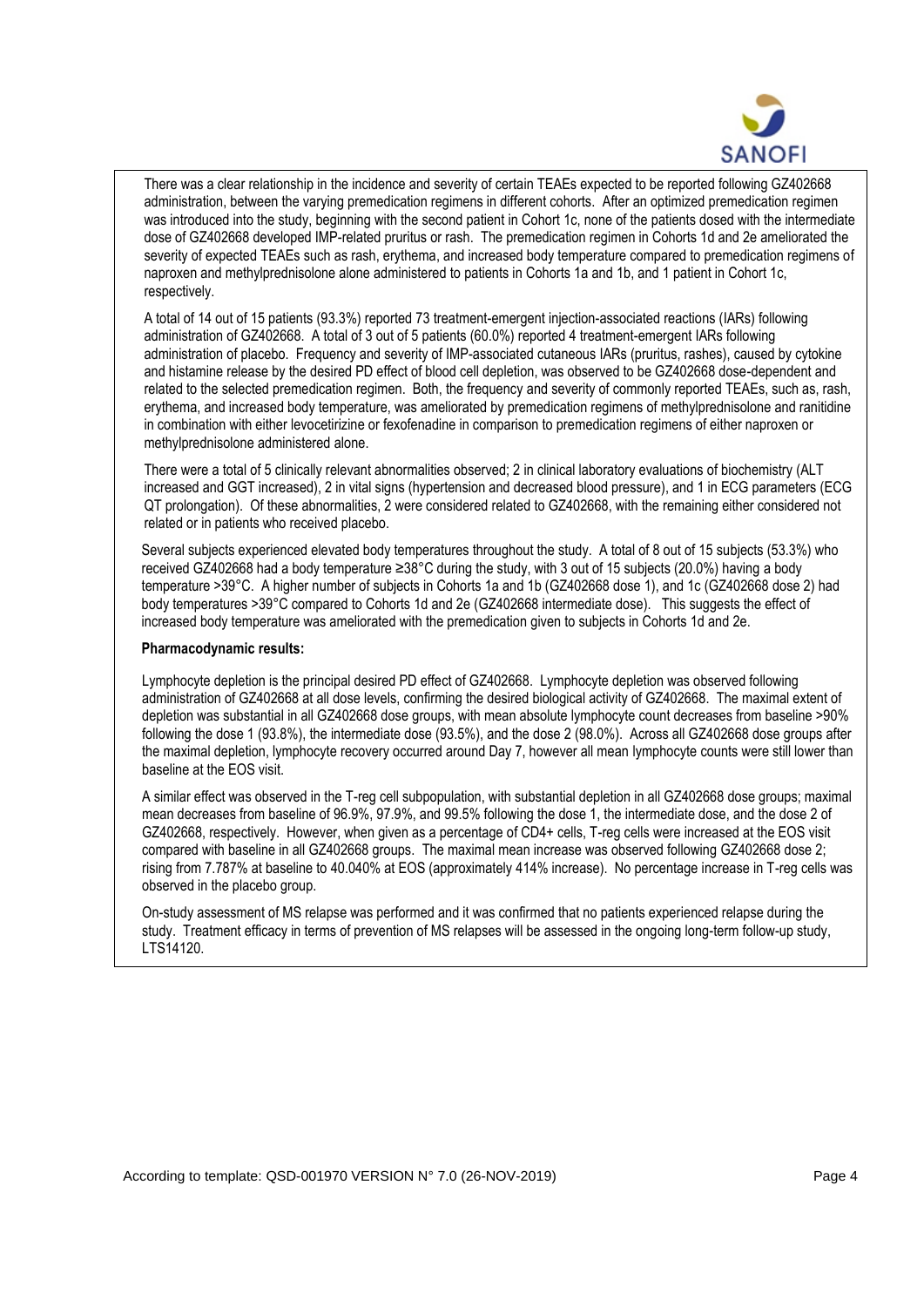There was a clear relationship in the incidence and severity of certain TEAEs expected to be reported following GZ402668 administration, between the varying premedication regimens in different cohorts. After an optimized premedication regimen was introduced into the study, beginning with the second patient in Cohort 1c, none of the patients dosed with the intermediate dose of GZ402668 developed IMP-related pruritus or rash. The premedication regimen in Cohorts 1d and 2e ameliorated the severity of expected TEAEs such as rash, erythema, and increased body temperature compared to premedication regimens of naproxen and methylprednisolone alone administered to patients in Cohorts 1a and 1b, and 1 patient in Cohort 1c, respectively.

A total of 14 out of 15 patients (93.3%) reported 73 treatment-emergent injection-associated reactions (IARs) following administration of GZ402668. A total of 3 out of 5 patients (60.0%) reported 4 treatment-emergent IARs following administration of placebo. Frequency and severity of IMP-associated cutaneous IARs (pruritus, rashes), caused by cytokine and histamine release by the desired PD effect of blood cell depletion, was observed to be GZ402668 dose-dependent and related to the selected premedication regimen. Both, the frequency and severity of commonly reported TEAEs, such as, rash, erythema, and increased body temperature, was ameliorated by premedication regimens of methylprednisolone and ranitidine in combination with either levocetirizine or fexofenadine in comparison to premedication regimens of either naproxen or methylprednisolone administered alone.

There were a total of 5 clinically relevant abnormalities observed; 2 in clinical laboratory evaluations of biochemistry (ALT increased and GGT increased), 2 in vital signs (hypertension and decreased blood pressure), and 1 in ECG parameters (ECG QT prolongation). Of these abnormalities, 2 were considered related to GZ402668, with the remaining either considered not related or in patients who received placebo.

Several subjects experienced elevated body temperatures throughout the study. A total of 8 out of 15 subjects (53.3%) who received GZ402668 had a body temperature ≥38°C during the study, with 3 out of 15 subjects (20.0%) having a body temperature >39°C. A higher number of subjects in Cohorts 1a and 1b (GZ402668 dose 1), and 1c (GZ402668 dose 2) had body temperatures >39°C compared to Cohorts 1d and 2e (GZ402668 intermediate dose). This suggests the effect of increased body temperature was ameliorated with the premedication given to subjects in Cohorts 1d and 2e.

**Pharmacodynamic results:**

Lymphocyte depletion is the principal desired PD effect of GZ402668. Lymphocyte depletion was observed following administration of GZ402668 at all dose levels, confirming the desired biological activity of GZ402668. The maximal extent of depletion was substantial in all GZ402668 dose groups, with mean absolute lymphocyte count decreases from baseline >90% following the dose 1 (93.8%), the intermediate dose (93.5%), and the dose 2 (98.0%). Across all GZ402668 dose groups after the maximal depletion, lymphocyte recovery occurred around Day 7, however all mean lymphocyte counts were still lower than baseline at the EOS visit.

A similar effect was observed in the T-reg cell subpopulation, with substantial depletion in all GZ402668 dose groups; maximal mean decreases from baseline of 96.9%, 97.9%, and 99.5% following the dose 1, the intermediate dose, and the dose 2 of GZ402668, respectively. However, when given as a percentage of CD4+ cells, T-reg cells were increased at the EOS visit compared with baseline in all GZ402668 groups. The maximal mean increase was observed following GZ402668 dose 2; rising from 7.787% at baseline to 40.040% at EOS (approximately 414% increase). No percentage increase in T-reg cells was observed in the placebo group.

On-study assessment of MS relapse was performed and it was confirmed that no patients experienced relapse during the study. Treatment efficacy in terms of prevention of MS relapses will be assessed in the ongoing long-term follow-up study, LTS14120.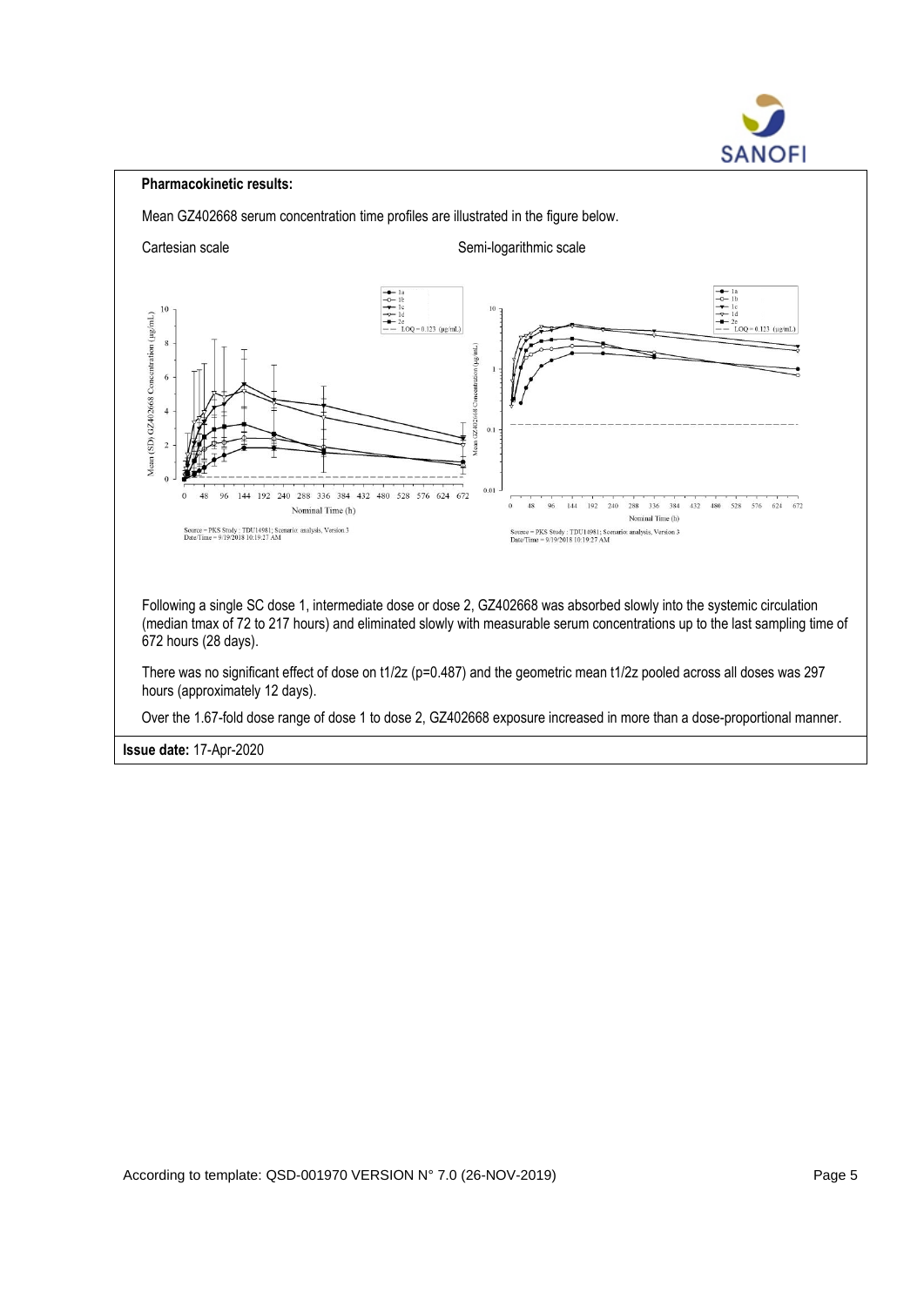**Pharmacokinetic results:**

Mean GZ402668 serum concentration time profiles are illustrated in the figure below.

Cartesian scale

Semi-logarithmic scale

1a
1b
1c
1d
2e
LOQ = 0.123 (µg/mL)

Mean (SD) GZ402668 Concentration (µg/mL)

Nominal Time (h)

0 48 96 144 192 240 288 336 384 432 480 528 576 624 672

Source = PKS Study : TDU14981; Scenario: analysis, Version 3
Date/Time = 9/19/2018 10:19:27 AM

1a
1b
1c
1d
2e
LOQ = 0.123 (µg/mL)

Mean GZ402668 Concentration (µg/mL)

Nominal Time (h)

0 48 96 144 192 240 288 336 384 432 480 528 576 624 672

Source = PKS Study : TDU14981; Scenario: analysis, Version 3
Date/Time = 9/19/2018 10:19:27 AM

Following a single SC dose 1, intermediate dose or dose 2, GZ402668 was absorbed slowly into the systemic circulation (median tmax of 72 to 217 hours) and eliminated slowly with measurable serum concentrations up to the last sampling time of 672 hours (28 days).

There was no significant effect of dose on t1/2z ($p=0.487$) and the geometric mean t1/2z pooled across all doses was 297 hours (approximately 12 days).

Over the 1.67-fold dose range of dose 1 to dose 2, GZ402668 exposure increased in more than a dose-proportional manner.

**Issue date:** 17-Apr-2020

According to template: QSD-001970 VERSION N° 7.0 (26-NOV-2019)